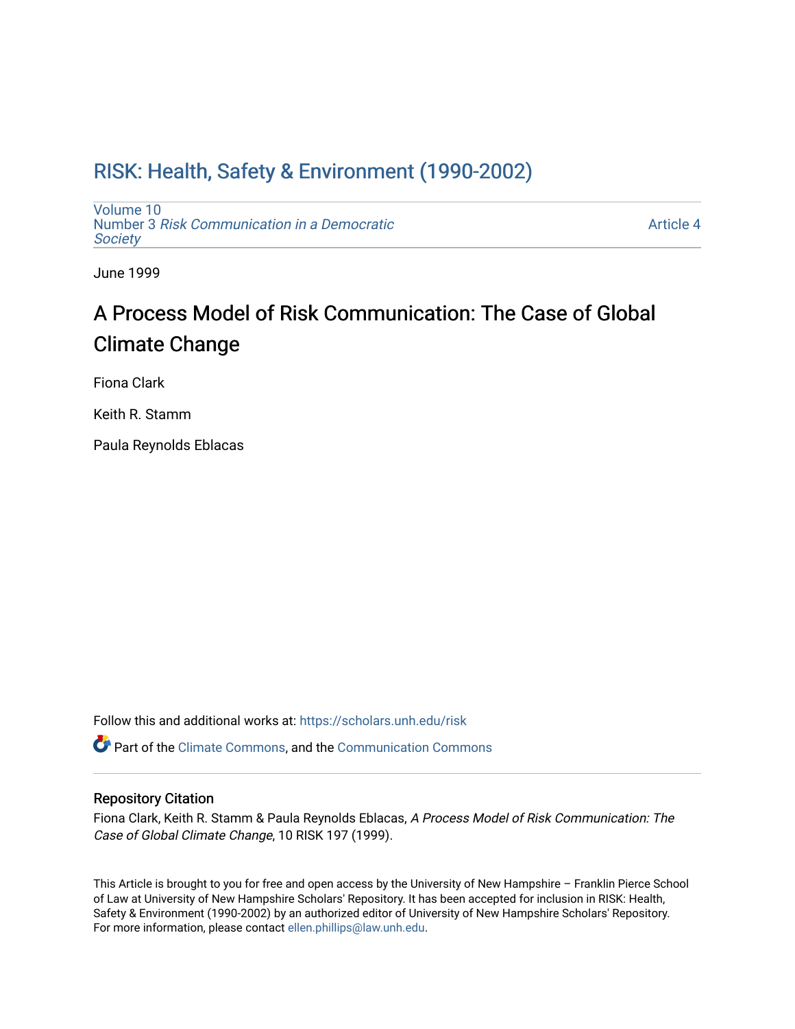# RISK: Health, Safety & Environment (1990-2002)

Volume 10
Number 3 *Risk Communication in a Democratic Society*

Article 4

June 1999

## A Process Model of Risk Communication: The Case of Global Climate Change

Fiona Clark

Keith R. Stamm

Paula Reynolds Eblacas

Follow this and additional works at: https://scholars.unh.edu/risk

Part of the Climate Commons, and the Communication Commons

### Repository Citation

Fiona Clark, Keith R. Stamm & Paula Reynolds Eblacas, *A Process Model of Risk Communication: The Case of Global Climate Change*, 10 RISK 197 (1999).

This Article is brought to you for free and open access by the University of New Hampshire – Franklin Pierce School of Law at University of New Hampshire Scholars' Repository. It has been accepted for inclusion in RISK: Health, Safety & Environment (1990-2002) by an authorized editor of University of New Hampshire Scholars' Repository. For more information, please contact ellen.phillips@law.unh.edu.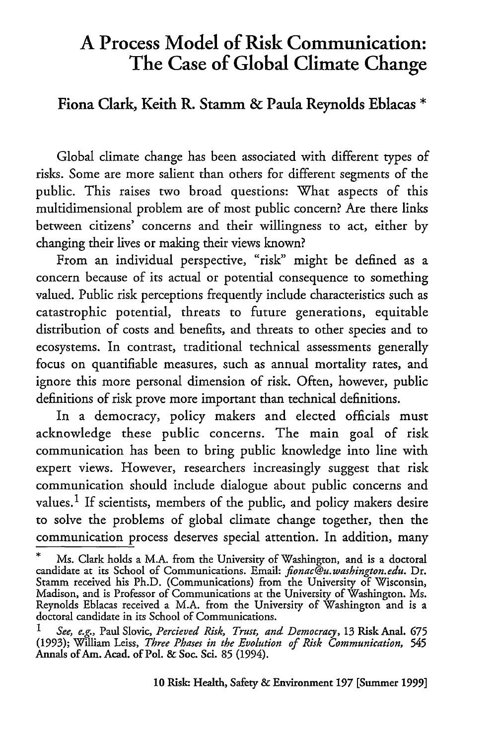# A Process Model of Risk Communication: The Case of Global Climate Change

**Fiona Clark, Keith R. Stamm & Paula Reynolds Eblacas** *

Global climate change has been associated with different types of risks. Some are more salient than others for different segments of the public. This raises two broad questions: What aspects of this multidimensional problem are of most public concern? Are there links between citizens' concerns and their willingness to act, either by changing their lives or making their views known?

From an individual perspective, "risk" might be defined as a concern because of its actual or potential consequence to something valued. Public risk perceptions frequently include characteristics such as catastrophic potential, threats to future generations, equitable distribution of costs and benefits, and threats to other species and to ecosystems. In contrast, traditional technical assessments generally focus on quantifiable measures, such as annual mortality rates, and ignore this more personal dimension of risk. Often, however, public definitions of risk prove more important than technical definitions.

In a democracy, policy makers and elected officials must acknowledge these public concerns. The main goal of risk communication has been to bring public knowledge into line with expert views. However, researchers increasingly suggest that risk communication should include dialogue about public concerns and values.[1] If scientists, members of the public, and policy makers desire to solve the problems of global climate change together, then the communication process deserves special attention. In addition, many

---

\* Ms. Clark holds a M.A. from the University of Washington, and is a doctoral candidate at its School of Communications. Email: *fionac@u.washington.edu*. Dr. Stamm received his Ph.D. (Communications) from the University of Wisconsin, Madison, and is Professor of Communications at the University of Washington. Ms. Reynolds Eblacas received a M.A. from the University of Washington and is a doctoral candidate in its School of Communications.

[1] *See, e.g.*, Paul Slovic, *Percieved Risk, Trust, and Democracy*, 13 Risk Anal. 675 (1993); William Leiss, *Three Phases in the Evolution of Risk Communication*, 545 Annals of Am. Acad. of Pol. & Soc. Sci. 85 (1994).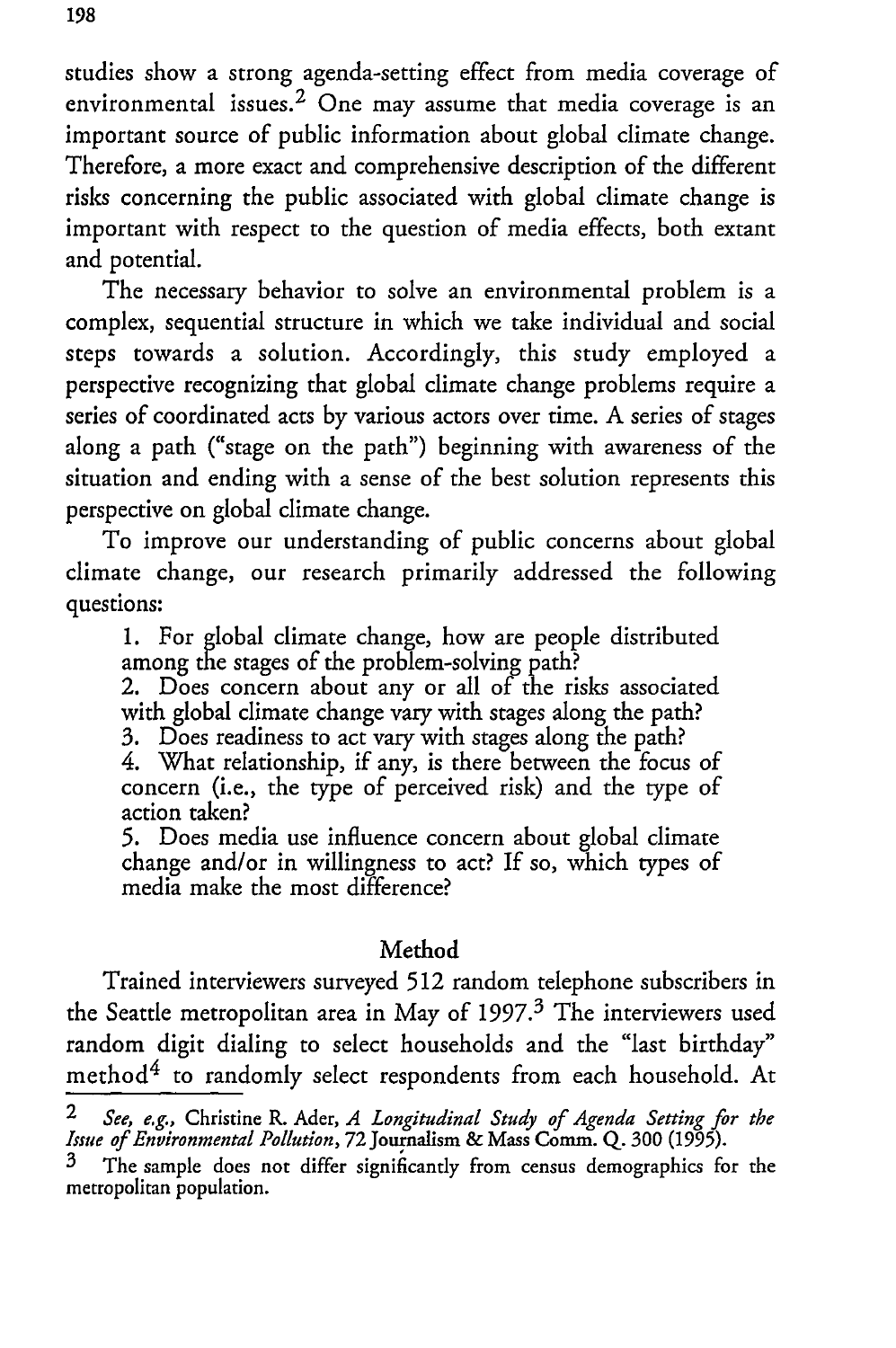studies show a strong agenda-setting effect from media coverage of environmental issues.[2] One may assume that media coverage is an important source of public information about global climate change. Therefore, a more exact and comprehensive description of the different risks concerning the public associated with global climate change is important with respect to the question of media effects, both extant and potential.

The necessary behavior to solve an environmental problem is a complex, sequential structure in which we take individual and social steps towards a solution. Accordingly, this study employed a perspective recognizing that global climate change problems require a series of coordinated acts by various actors over time. A series of stages along a path ("stage on the path") beginning with awareness of the situation and ending with a sense of the best solution represents this perspective on global climate change.

To improve our understanding of public concerns about global climate change, our research primarily addressed the following questions:

1. For global climate change, how are people distributed among the stages of the problem-solving path?
2. Does concern about any or all of the risks associated with global climate change vary with stages along the path?
3. Does readiness to act vary with stages along the path?
4. What relationship, if any, is there between the focus of concern (i.e., the type of perceived risk) and the type of action taken?
5. Does media use influence concern about global climate change and/or in willingness to act? If so, which types of media make the most difference?

## Method

Trained interviewers surveyed 512 random telephone subscribers in the Seattle metropolitan area in May of 1997.[3] The interviewers used random digit dialing to select households and the "last birthday" method[4] to randomly select respondents from each household. At

---

[2] *See, e.g.,* Christine R. Ader, *A Longitudinal Study of Agenda Setting for the Issue of Environmental Pollution*, 72 Journalism & Mass Comm. Q. 300 (1995).

[3] The sample does not differ significantly from census demographics for the metropolitan population.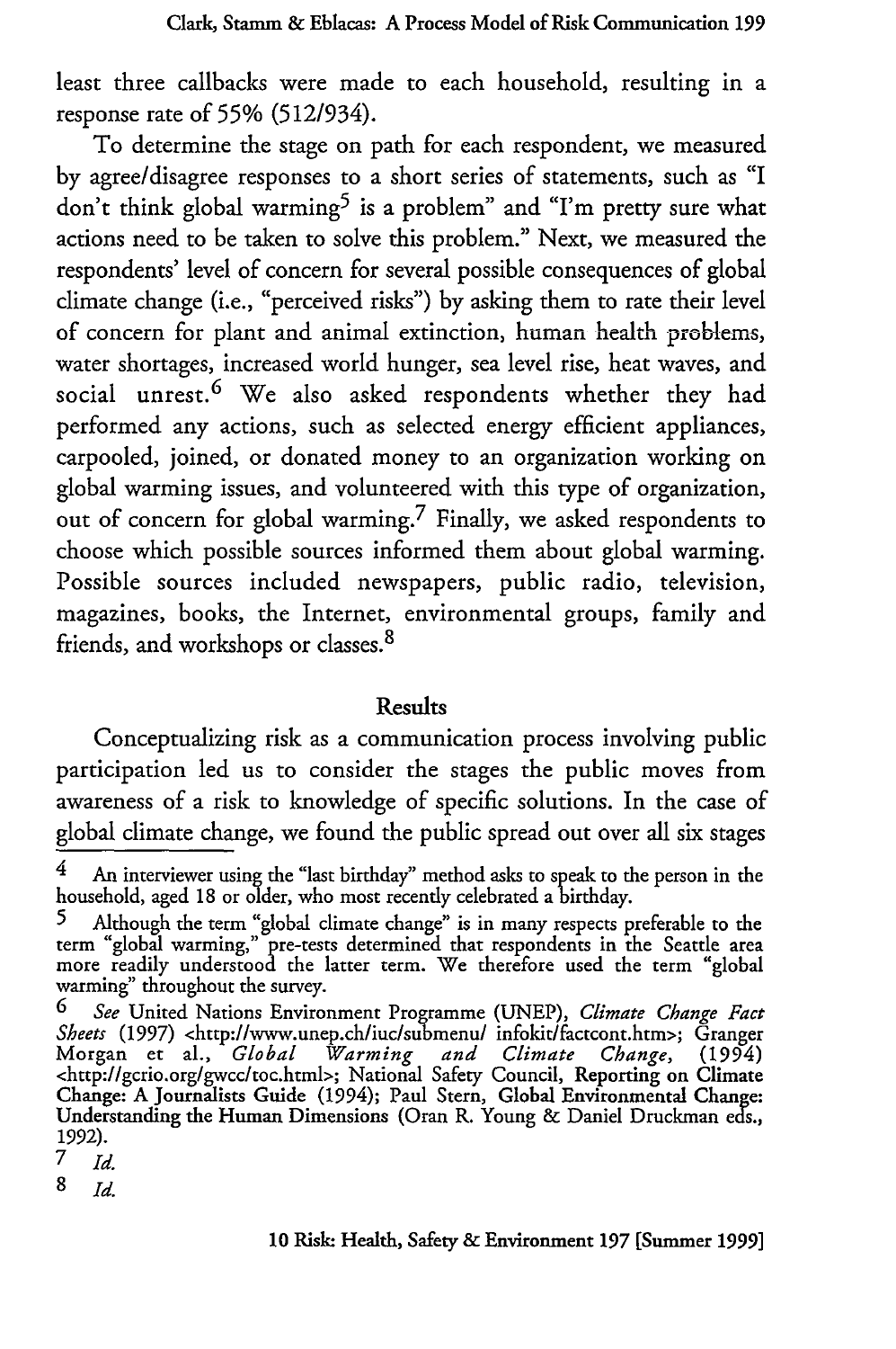least three callbacks were made to each household, resulting in a response rate of 55% (512/934).

To determine the stage on path for each respondent, we measured by agree/disagree responses to a short series of statements, such as "I don't think global warming[5] is a problem" and "I'm pretty sure what actions need to be taken to solve this problem." Next, we measured the respondents' level of concern for several possible consequences of global climate change (i.e., "perceived risks") by asking them to rate their level of concern for plant and animal extinction, human health problems, water shortages, increased world hunger, sea level rise, heat waves, and social unrest.[6] We also asked respondents whether they had performed any actions, such as selected energy efficient appliances, carpooled, joined, or donated money to an organization working on global warming issues, and volunteered with this type of organization, out of concern for global warming.[7] Finally, we asked respondents to choose which possible sources informed them about global warming. Possible sources included newspapers, public radio, television, magazines, books, the Internet, environmental groups, family and friends, and workshops or classes.[8]

## Results

Conceptualizing risk as a communication process involving public participation led us to consider the stages the public moves from awareness of a risk to knowledge of specific solutions. In the case of global climate change, we found the public spread out over all six stages

---

4 An interviewer using the "last birthday" method asks to speak to the person in the household, aged 18 or older, who most recently celebrated a birthday.

5 Although the term "global climate change" is in many respects preferable to the term "global warming," pre-tests determined that respondents in the Seattle area more readily understood the latter term. We therefore used the term "global warming" throughout the survey.

6 *See* United Nations Environment Programme (UNEP), *Climate Change Fact Sheets* (1997) <http://www.unep.ch/iuc/submenu/ infokit/factcont.htm>; Granger Morgan et al., *Global Warming and Climate Change*, (1994) <http://gcrio.org/gwcc/toc.html>; National Safety Council, Reporting on Climate Change: A Journalists Guide (1994); Paul Stern, Global Environmental Change: Understanding the Human Dimensions (Oran R. Young & Daniel Druckman eds., 1992).

7 *Id.*

8 *Id.*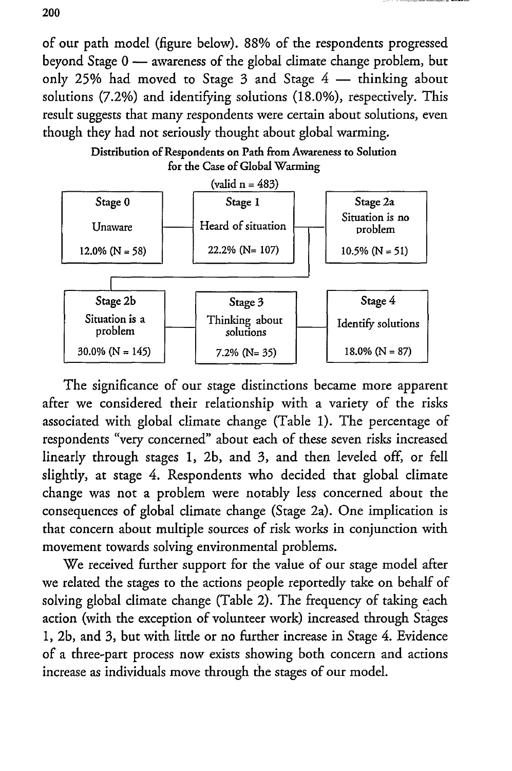of our path model (figure below). 88% of the respondents progressed beyond Stage 0 — awareness of the global climate change problem, but only 25% had moved to Stage 3 and Stage 4 — thinking about solutions (7.2%) and identifying solutions (18.0%), respectively. This result suggests that many respondents were certain about solutions, even though they had not seriously thought about global warming.

**Distribution of Respondents on Path from Awareness to Solution for the Case of Global Warming**

(valid n = 483)

| Stage 0 | Stage 1 | Stage 2a |
|---|---|---|
| Unaware | Heard of situation | Situation is no problem |
| 12.0% (N = 58) | 22.2% (N= 107) | 10.5% (N = 51) |

| Stage 2b | Stage 3 | Stage 4 |
|---|---|---|
| Situation is a problem | Thinking about solutions | Identify solutions |
| 30.0% (N = 145) | 7.2% (N= 35) | 18.0% (N = 87) |

The significance of our stage distinctions became more apparent after we considered their relationship with a variety of the risks associated with global climate change (Table 1). The percentage of respondents "very concerned" about each of these seven risks increased linearly through stages 1, 2b, and 3, and then leveled off, or fell slightly, at stage 4. Respondents who decided that global climate change was not a problem were notably less concerned about the consequences of global climate change (Stage 2a). One implication is that concern about multiple sources of risk works in conjunction with movement towards solving environmental problems.

We received further support for the value of our stage model after we related the stages to the actions people reportedly take on behalf of solving global climate change (Table 2). The frequency of taking each action (with the exception of volunteer work) increased through Stages 1, 2b, and 3, but with little or no further increase in Stage 4. Evidence of a three-part process now exists showing both concern and actions increase as individuals move through the stages of our model.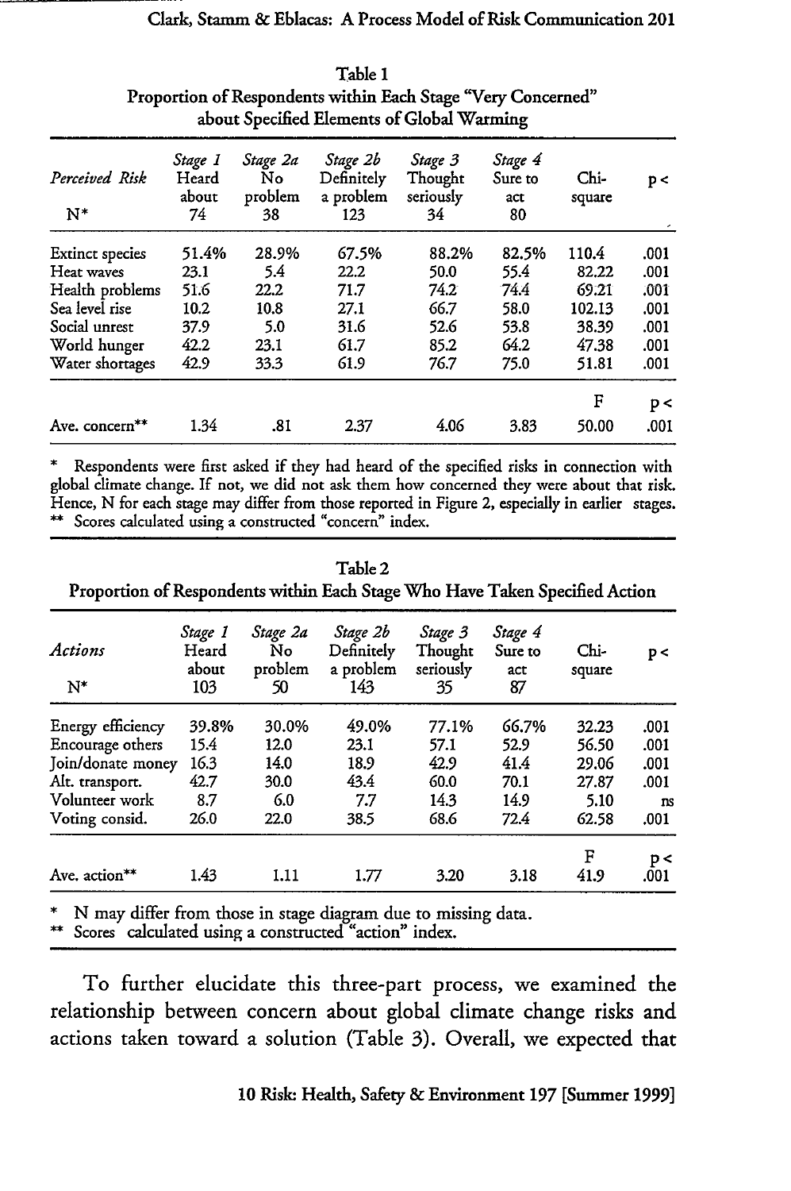Table 1
Proportion of Respondents within Each Stage "Very Concerned" about Specified Elements of Global Warming

| *Perceived Risk* N* | *Stage 1* Heard about 74 | *Stage 2a* No problem 38 | *Stage 2b* Definitely a problem 123 | *Stage 3* Thought seriously 34 | *Stage 4* Sure to act 80 | Chi-square | p < |
|---|---|---|---|---|---|---|---|
| Extinct species | 51.4% | 28.9% | 67.5% | 88.2% | 82.5% | 110.4 | .001 |
| Heat waves | 23.1 | 5.4 | 22.2 | 50.0 | 55.4 | 82.22 | .001 |
| Health problems | 51.6 | 22.2 | 71.7 | 74.2 | 74.4 | 69.21 | .001 |
| Sea level rise | 10.2 | 10.8 | 27.1 | 66.7 | 58.0 | 102.13 | .001 |
| Social unrest | 37.9 | 5.0 | 31.6 | 52.6 | 53.8 | 38.39 | .001 |
| World hunger | 42.2 | 23.1 | 61.7 | 85.2 | 64.2 | 47.38 | .001 |
| Water shortages | 42.9 | 33.3 | 61.9 | 76.7 | 75.0 | 51.81 | .001 |
| | | | | | | F | p < |
| Ave. concern** | 1.34 | .81 | 2.37 | 4.06 | 3.83 | 50.00 | .001 |

\* Respondents were first asked if they had heard of the specified risks in connection with global climate change. If not, we did not ask them how concerned they were about that risk. Hence, N for each stage may differ from those reported in Figure 2, especially in earlier stages.
\** Scores calculated using a constructed "concern" index.

Table 2
Proportion of Respondents within Each Stage Who Have Taken Specified Action

| *Actions* N* | *Stage 1* Heard about 103 | *Stage 2a* No problem 50 | *Stage 2b* Definitely a problem 143 | *Stage 3* Thought seriously 35 | *Stage 4* Sure to act 87 | Chi-square | p < |
|---|---|---|---|---|---|---|---|
| Energy efficiency | 39.8% | 30.0% | 49.0% | 77.1% | 66.7% | 32.23 | .001 |
| Encourage others | 15.4 | 12.0 | 23.1 | 57.1 | 52.9 | 56.50 | .001 |
| Join/donate money | 16.3 | 14.0 | 18.9 | 42.9 | 41.4 | 29.06 | .001 |
| Alt. transport. | 42.7 | 30.0 | 43.4 | 60.0 | 70.1 | 27.87 | .001 |
| Volunteer work | 8.7 | 6.0 | 7.7 | 14.3 | 14.9 | 5.10 | ns |
| Voting consid. | 26.0 | 22.0 | 38.5 | 68.6 | 72.4 | 62.58 | .001 |
| | | | | | | F | p < |
| Ave. action** | 1.43 | 1.11 | 1.77 | 3.20 | 3.18 | 41.9 | .001 |

\* N may differ from those in stage diagram due to missing data.
\** Scores calculated using a constructed "action" index.

To further elucidate this three-part process, we examined the relationship between concern about global climate change risks and actions taken toward a solution (Table 3). Overall, we expected that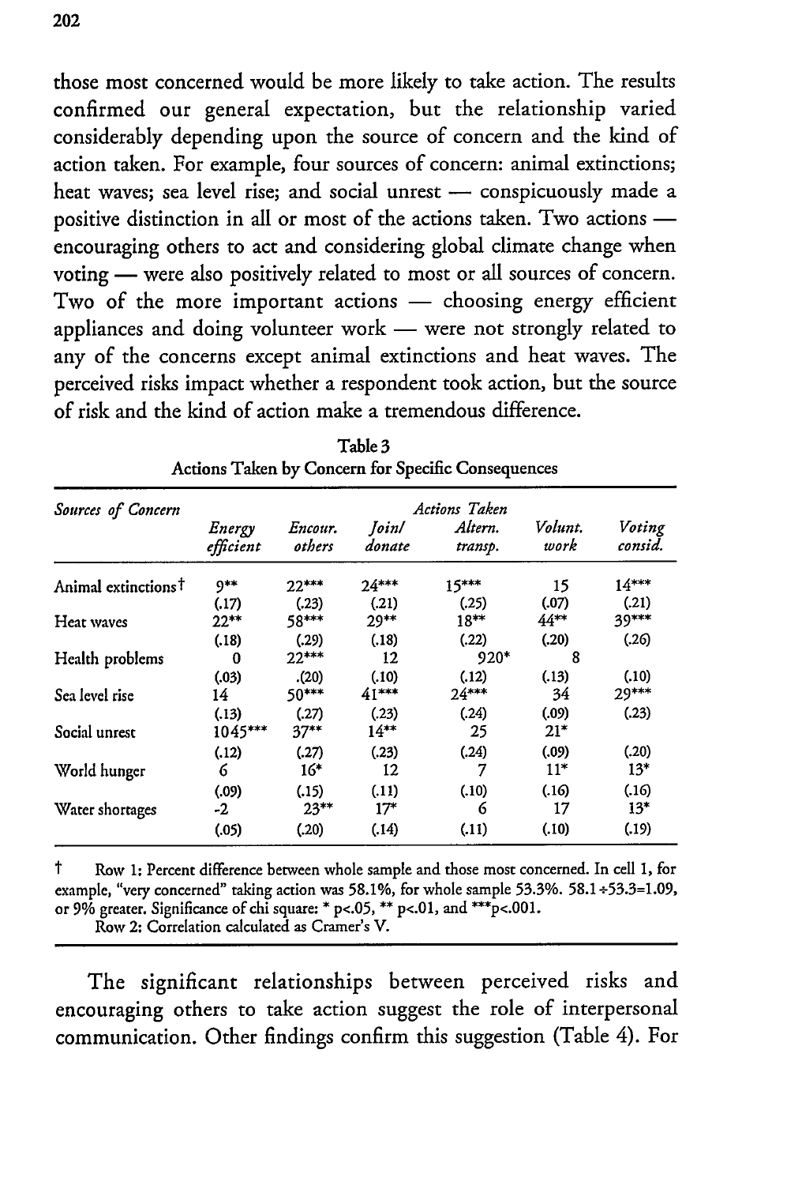those most concerned would be more likely to take action. The results confirmed our general expectation, but the relationship varied considerably depending upon the source of concern and the kind of action taken. For example, four sources of concern: animal extinctions; heat waves; sea level rise; and social unrest — conspicuously made a positive distinction in all or most of the actions taken. Two actions — encouraging others to act and considering global climate change when voting — were also positively related to most or all sources of concern. Two of the more important actions — choosing energy efficient appliances and doing volunteer work — were not strongly related to any of the concerns except animal extinctions and heat waves. The perceived risks impact whether a respondent took action, but the source of risk and the kind of action make a tremendous difference.

Table 3
Actions Taken by Concern for Specific Consequences

| *Sources of Concern* | *Actions Taken* | | | | | |
|---|---|---|---|---|---|---|
| | *Energy efficient* | *Encour. others* | *Join/ donate* | *Altern. transp.* | *Volunt. work* | *Voting consid.* |
| Animal extinctions† | 9** | 22*** | 24*** | 15*** | 15 | 14*** |
| | (.17) | (.23) | (.21) | (.25) | (.07) | (.21) |
| Heat waves | 22** | 58*** | 29** | 18** | 44** | 39*** |
| | (.18) | (.29) | (.18) | (.22) | (.20) | (.26) |
| Health problems | 0 | 22*** | 12 | 920* | 8 | |
| | (.03) | .(20) | (.10) | (.12) | (.13) | (.10) |
| Sea level rise | 14 | 50*** | 41*** | 24*** | 34 | 29*** |
| | (.13) | (.27) | (.23) | (.24) | (.09) | (.23) |
| Social unrest | 1045*** | 37** | 14** | 25 | 21* | |
| | (.12) | (.27) | (.23) | (.24) | (.09) | (.20) |
| World hunger | 6 | 16* | 12 | 7 | 11* | 13* |
| | (.09) | (.15) | (.11) | (.10) | (.16) | (.16) |
| Water shortages | -2 | 23** | 17* | 6 | 17 | 13* |
| | (.05) | (.20) | (.14) | (.11) | (.10) | (.19) |

† Row 1: Percent difference between whole sample and those most concerned. In cell 1, for example, "very concerned" taking action was 58.1%, for whole sample 53.3%. 58.1÷53.3=1.09, or 9% greater. Significance of chi square: * p<.05, ** p<.01, and ***p<.001.
Row 2: Correlation calculated as Cramer's V.

The significant relationships between perceived risks and encouraging others to take action suggest the role of interpersonal communication. Other findings confirm this suggestion (Table 4). For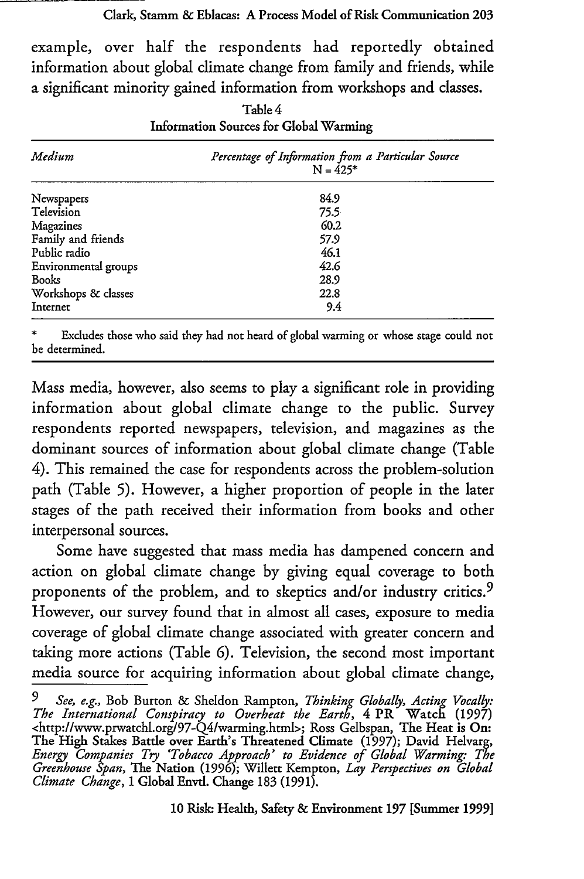example, over half the respondents had reportedly obtained information about global climate change from family and friends, while a significant minority gained information from workshops and classes.

Table 4
Information Sources for Global Warming

| *Medium* | *Percentage of Information from a Particular Source* N = 425* |
|---|---|
| Newspapers | 84.9 |
| Television | 75.5 |
| Magazines | 60.2 |
| Family and friends | 57.9 |
| Public radio | 46.1 |
| Environmental groups | 42.6 |
| Books | 28.9 |
| Workshops & classes | 22.8 |
| Internet | 9.4 |

\* Excludes those who said they had not heard of global warming or whose stage could not be determined.

Mass media, however, also seems to play a significant role in providing information about global climate change to the public. Survey respondents reported newspapers, television, and magazines as the dominant sources of information about global climate change (Table 4). This remained the case for respondents across the problem-solution path (Table 5). However, a higher proportion of people in the later stages of the path received their information from books and other interpersonal sources.

Some have suggested that mass media has dampened concern and action on global climate change by giving equal coverage to both proponents of the problem, and to skeptics and/or industry critics.[9] However, our survey found that in almost all cases, exposure to media coverage of global climate change associated with greater concern and taking more actions (Table 6). Television, the second most important media source for acquiring information about global climate change,

[9] *See, e.g.,* Bob Burton & Sheldon Rampton, *Thinking Globally, Acting Vocally: The International Conspiracy to Overheat the Earth*, 4 PR Watch (1997) <http://www.prwatchl.org/97-Q4/warming.html>; Ross Gelbspan, The Heat is On: The High Stakes Battle over Earth's Threatened Climate (1997); David Helvarg, *Energy Companies Try 'Tobacco Approach' to Evidence of Global Warming: The Greenhouse Span*, The Nation (1996); Willett Kempton, *Lay Perspectives on Global Climate Change*, 1 Global Envtl. Change 183 (1991).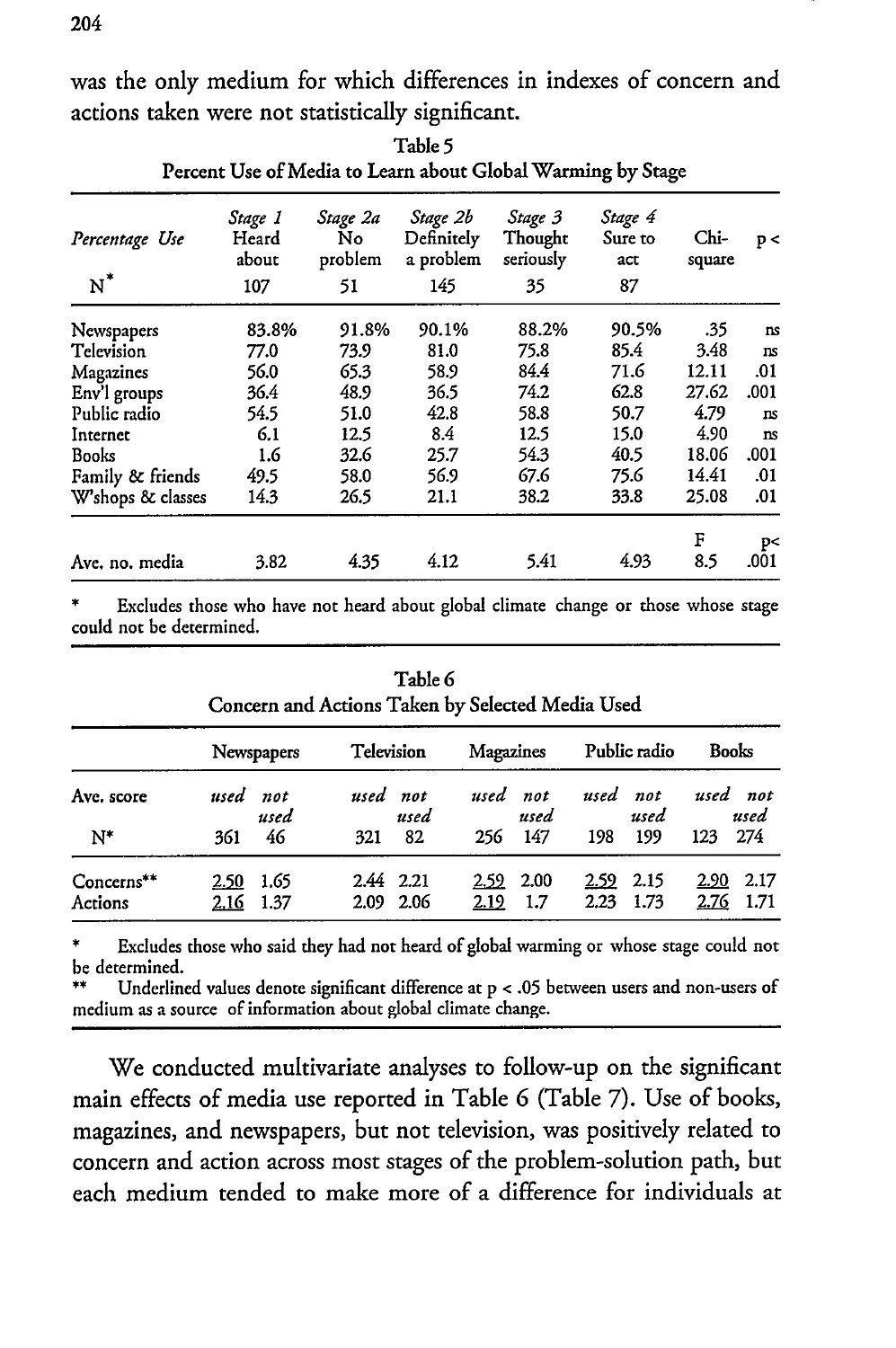was the only medium for which differences in indexes of concern and actions taken were not statistically significant.

Table 5
Percent Use of Media to Learn about Global Warming by Stage

| *Percentage Use* | *Stage 1* Heard about | *Stage 2a* No problem | *Stage 2b* Definitely a problem | *Stage 3* Thought seriously | *Stage 4* Sure to act | Chi-square | p < |
|---|---|---|---|---|---|---|---|
| N* | 107 | 51 | 145 | 35 | 87 | | |
| Newspapers | 83.8% | 91.8% | 90.1% | 88.2% | 90.5% | .35 | ns |
| Television | 77.0 | 73.9 | 81.0 | 75.8 | 85.4 | 3.48 | ns |
| Magazines | 56.0 | 65.3 | 58.9 | 84.4 | 71.6 | 12.11 | .01 |
| Env'l groups | 36.4 | 48.9 | 36.5 | 74.2 | 62.8 | 27.62 | .001 |
| Public radio | 54.5 | 51.0 | 42.8 | 58.8 | 50.7 | 4.79 | ns |
| Internet | 6.1 | 12.5 | 8.4 | 12.5 | 15.0 | 4.90 | ns |
| Books | 1.6 | 32.6 | 25.7 | 54.3 | 40.5 | 18.06 | .001 |
| Family & friends | 49.5 | 58.0 | 56.9 | 67.6 | 75.6 | 14.41 | .01 |
| W'shops & classes | 14.3 | 26.5 | 21.1 | 38.2 | 33.8 | 25.08 | .01 |
| | | | | | | F | p< |
| Ave. no. media | 3.82 | 4.35 | 4.12 | 5.41 | 4.93 | 8.5 | .001 |

\* Excludes those who have not heard about global climate change or those whose stage could not be determined.

Table 6
Concern and Actions Taken by Selected Media Used

| | Newspapers | | Television | | Magazines | | Public radio | | Books | |
|---|---|---|---|---|---|---|---|---|---|---|
| Ave. score | *used* | *not used* | *used* | *not used* | *used* | *not used* | *used* | *not used* | *used* | *not used* |
| N* | 361 | 46 | 321 | 82 | 256 | 147 | 198 | 199 | 123 | 274 |
| Concerns** | <u>2.50</u> | 1.65 | 2.44 | 2.21 | <u>2.59</u> | 2.00 | <u>2.59</u> | 2.15 | <u>2.90</u> | 2.17 |
| Actions | <u>2.16</u> | 1.37 | 2.09 | 2.06 | <u>2.19</u> | 1.7 | 2.23 | 1.73 | <u>2.76</u> | 1.71 |

\* Excludes those who said they had not heard of global warming or whose stage could not be determined.

\*\* Underlined values denote significant difference at $p < .05$ between users and non-users of medium as a source of information about global climate change.

We conducted multivariate analyses to follow-up on the significant main effects of media use reported in Table 6 (Table 7). Use of books, magazines, and newspapers, but not television, was positively related to concern and action across most stages of the problem-solution path, but each medium tended to make more of a difference for individuals at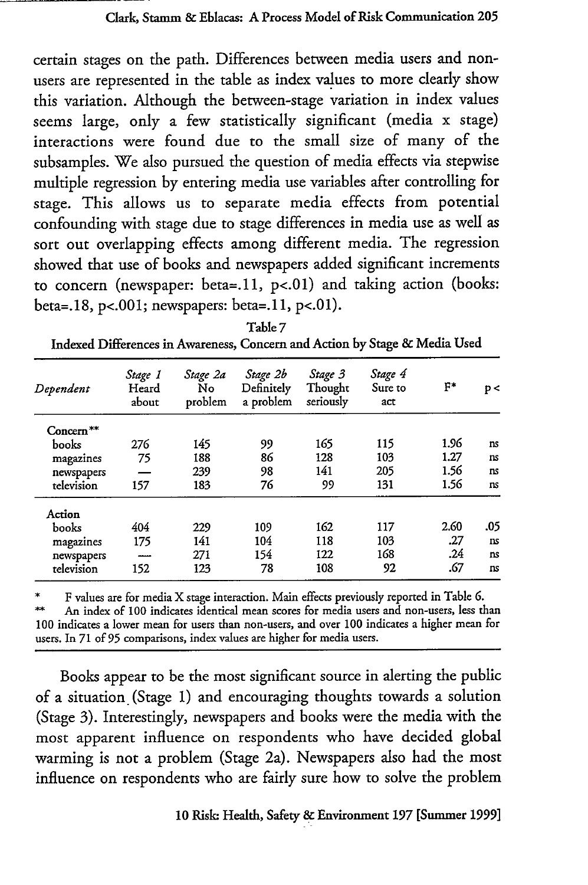certain stages on the path. Differences between media users and non-users are represented in the table as index values to more clearly show this variation. Although the between-stage variation in index values seems large, only a few statistically significant (media x stage) interactions were found due to the small size of many of the subsamples. We also pursued the question of media effects via stepwise multiple regression by entering media use variables after controlling for stage. This allows us to separate media effects from potential confounding with stage due to stage differences in media use as well as sort out overlapping effects among different media. The regression showed that use of books and newspapers added significant increments to concern (newspaper: beta=.11, $p<.01$) and taking action (books: beta=.18, $p<.001$; newspapers: beta=.11, $p<.01$).

Table 7
Indexed Differences in Awareness, Concern and Action by Stage & Media Used

| *Dependent* | *Stage 1* Heard about | *Stage 2a* No problem | *Stage 2b* Definitely a problem | *Stage 3* Thought seriously | *Stage 4* Sure to act | F* | p < |
|---|---|---|---|---|---|---|---|
| Concern** | | | | | | | |
| books | 276 | 145 | 99 | 165 | 115 | 1.96 | ns |
| magazines | 75 | 188 | 86 | 128 | 103 | 1.27 | ns |
| newspapers | — | 239 | 98 | 141 | 205 | 1.56 | ns |
| television | 157 | 183 | 76 | 99 | 131 | 1.56 | ns |
| Action | | | | | | | |
| books | 404 | 229 | 109 | 162 | 117 | 2.60 | .05 |
| magazines | 175 | 141 | 104 | 118 | 103 | .27 | ns |
| newspapers | — | 271 | 154 | 122 | 168 | .24 | ns |
| television | 152 | 123 | 78 | 108 | 92 | .67 | ns |

\* F values are for media X stage interaction. Main effects previously reported in Table 6.
\** An index of 100 indicates identical mean scores for media users and non-users, less than 100 indicates a lower mean for users than non-users, and over 100 indicates a higher mean for users. In 71 of 95 comparisons, index values are higher for media users.

Books appear to be the most significant source in alerting the public of a situation (Stage 1) and encouraging thoughts towards a solution (Stage 3). Interestingly, newspapers and books were the media with the most apparent influence on respondents who have decided global warming is not a problem (Stage 2a). Newspapers also had the most influence on respondents who are fairly sure how to solve the problem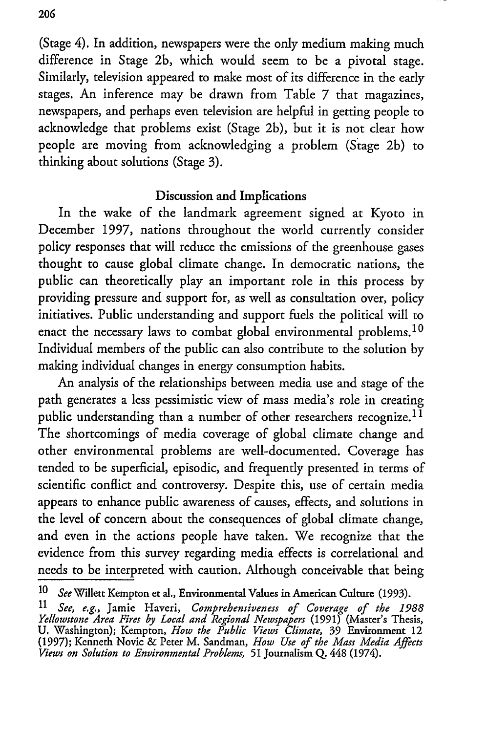(Stage 4). In addition, newspapers were the only medium making much difference in Stage 2b, which would seem to be a pivotal stage. Similarly, television appeared to make most of its difference in the early stages. An inference may be drawn from Table 7 that magazines, newspapers, and perhaps even television are helpful in getting people to acknowledge that problems exist (Stage 2b), but it is not clear how people are moving from acknowledging a problem (Stage 2b) to thinking about solutions (Stage 3).

## Discussion and Implications

In the wake of the landmark agreement signed at Kyoto in December 1997, nations throughout the world currently consider policy responses that will reduce the emissions of the greenhouse gases thought to cause global climate change. In democratic nations, the public can theoretically play an important role in this process by providing pressure and support for, as well as consultation over, policy initiatives. Public understanding and support fuels the political will to enact the necessary laws to combat global environmental problems.[10] Individual members of the public can also contribute to the solution by making individual changes in energy consumption habits.

An analysis of the relationships between media use and stage of the path generates a less pessimistic view of mass media's role in creating public understanding than a number of other researchers recognize.[11] The shortcomings of media coverage of global climate change and other environmental problems are well-documented. Coverage has tended to be superficial, episodic, and frequently presented in terms of scientific conflict and controversy. Despite this, use of certain media appears to enhance public awareness of causes, effects, and solutions in the level of concern about the consequences of global climate change, and even in the actions people have taken. We recognize that the evidence from this survey regarding media effects is correlational and needs to be interpreted with caution. Although conceivable that being

---

[10] *See* Willett Kempton et al., **Environmental Values in American Culture** (1993).

[11] *See, e.g.,* Jamie Haveri, *Comprehensiveness of Coverage of the 1988 Yellowstone Area Fires by Local and Regional Newspapers* (1991) (Master's Thesis, U. Washington); Kempton, *How the Public Views Climate,* 39 **Environment** 12 (1997); Kenneth Novic & Peter M. Sandman, *How Use of the Mass Media Affects Views on Solution to Environmental Problems,* 51 Journalism Q. 448 (1974).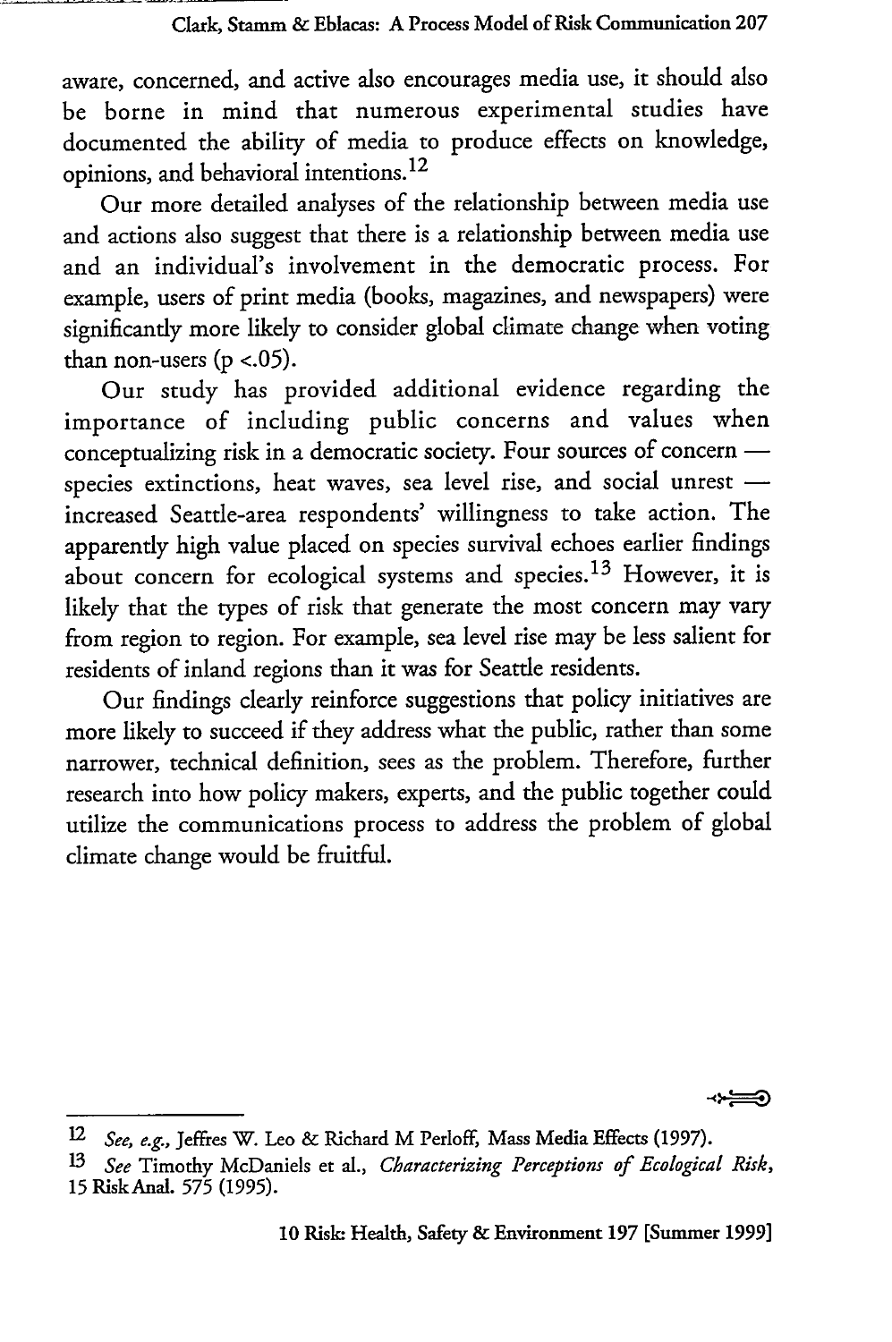aware, concerned, and active also encourages media use, it should also be borne in mind that numerous experimental studies have documented the ability of media to produce effects on knowledge, opinions, and behavioral intentions.[12]

Our more detailed analyses of the relationship between media use and actions also suggest that there is a relationship between media use and an individual's involvement in the democratic process. For example, users of print media (books, magazines, and newspapers) were significantly more likely to consider global climate change when voting than non-users ($p < .05$).

Our study has provided additional evidence regarding the importance of including public concerns and values when conceptualizing risk in a democratic society. Four sources of concern — species extinctions, heat waves, sea level rise, and social unrest — increased Seattle-area respondents' willingness to take action. The apparently high value placed on species survival echoes earlier findings about concern for ecological systems and species.[13] However, it is likely that the types of risk that generate the most concern may vary from region to region. For example, sea level rise may be less salient for residents of inland regions than it was for Seattle residents.

Our findings clearly reinforce suggestions that policy initiatives are more likely to succeed if they address what the public, rather than some narrower, technical definition, sees as the problem. Therefore, further research into how policy makers, experts, and the public together could utilize the communications process to address the problem of global climate change would be fruitful.

---

[12] *See, e.g.,* Jeffres W. Leo & Richard M Perloff, Mass Media Effects (1997).

[13] *See* Timothy McDaniels et al., *Characterizing Perceptions of Ecological Risk*, 15 Risk Anal. 575 (1995).